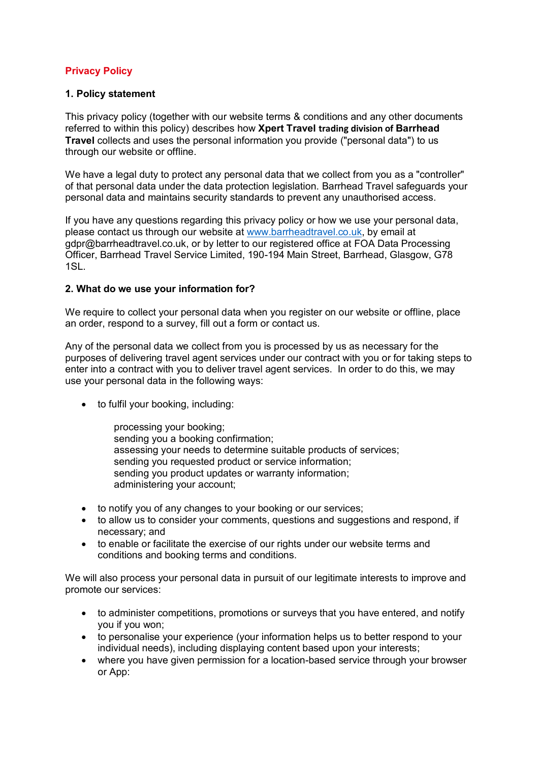# Privacy Policy

## 1. Policy statement

This privacy policy (together with our website terms & conditions and any other documents referred to within this policy) describes how **Xpert Travel trading division of Barrhead Travel** collects and uses the personal information you provide ("personal data") to us through our website or offline.

We have a legal duty to protect any personal data that we collect from you as a "controller" of that personal data under the data protection legislation. Barrhead Travel safeguards your personal data and maintains security standards to prevent any unauthorised access.

If you have any questions regarding this privacy policy or how we use your personal data, please contact us through our website at www.barrheadtravel.co.uk, by email at gdpr@barrheadtravel.co.uk, or by letter to our registered office at FOA Data Processing Officer, Barrhead Travel Service Limited, 190-194 Main Street, Barrhead, Glasgow, G78 1SL.

## 2. What do we use your information for?

We require to collect your personal data when you register on our website or offline, place an order, respond to a survey, fill out a form or contact us.

Any of the personal data we collect from you is processed by us as necessary for the purposes of delivering travel agent services under our contract with you or for taking steps to enter into a contract with you to deliver travel agent services. In order to do this, we may use your personal data in the following ways:

- to fulfil your booking, including:

  processing your booking;
  sending you a booking confirmation;
  assessing your needs to determine suitable products of services;
  sending you requested product or service information;
  sending you product updates or warranty information;
  administering your account;

- to notify you of any changes to your booking or our services;
- to allow us to consider your comments, questions and suggestions and respond, if necessary; and
- to enable or facilitate the exercise of our rights under our website terms and conditions and booking terms and conditions.

We will also process your personal data in pursuit of our legitimate interests to improve and promote our services:

- to administer competitions, promotions or surveys that you have entered, and notify you if you won;
- to personalise your experience (your information helps us to better respond to your individual needs), including displaying content based upon your interests;
- where you have given permission for a location-based service through your browser or App: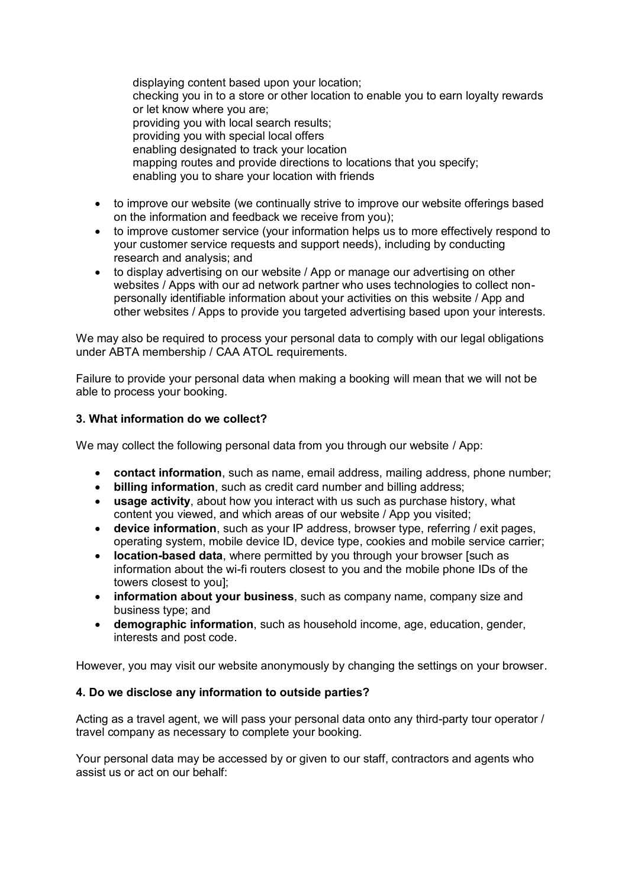displaying content based upon your location;
checking you in to a store or other location to enable you to earn loyalty rewards or let know where you are;
providing you with local search results;
providing you with special local offers
enabling designated to track your location
mapping routes and provide directions to locations that you specify;
enabling you to share your location with friends

- to improve our website (we continually strive to improve our website offerings based on the information and feedback we receive from you);
- to improve customer service (your information helps us to more effectively respond to your customer service requests and support needs), including by conducting research and analysis; and
- to display advertising on our website / App or manage our advertising on other websites / Apps with our ad network partner who uses technologies to collect non-personally identifiable information about your activities on this website / App and other websites / Apps to provide you targeted advertising based upon your interests.

We may also be required to process your personal data to comply with our legal obligations under ABTA membership / CAA ATOL requirements.

Failure to provide your personal data when making a booking will mean that we will not be able to process your booking.

### 3. What information do we collect?

We may collect the following personal data from you through our website / App:

- **contact information**, such as name, email address, mailing address, phone number;
- **billing information**, such as credit card number and billing address;
- **usage activity**, about how you interact with us such as purchase history, what content you viewed, and which areas of our website / App you visited;
- **device information**, such as your IP address, browser type, referring / exit pages, operating system, mobile device ID, device type, cookies and mobile service carrier;
- **location-based data**, where permitted by you through your browser [such as information about the wi-fi routers closest to you and the mobile phone IDs of the towers closest to you];
- **information about your business**, such as company name, company size and business type; and
- **demographic information**, such as household income, age, education, gender, interests and post code.

However, you may visit our website anonymously by changing the settings on your browser.

### 4. Do we disclose any information to outside parties?

Acting as a travel agent, we will pass your personal data onto any third-party tour operator / travel company as necessary to complete your booking.

Your personal data may be accessed by or given to our staff, contractors and agents who assist us or act on our behalf: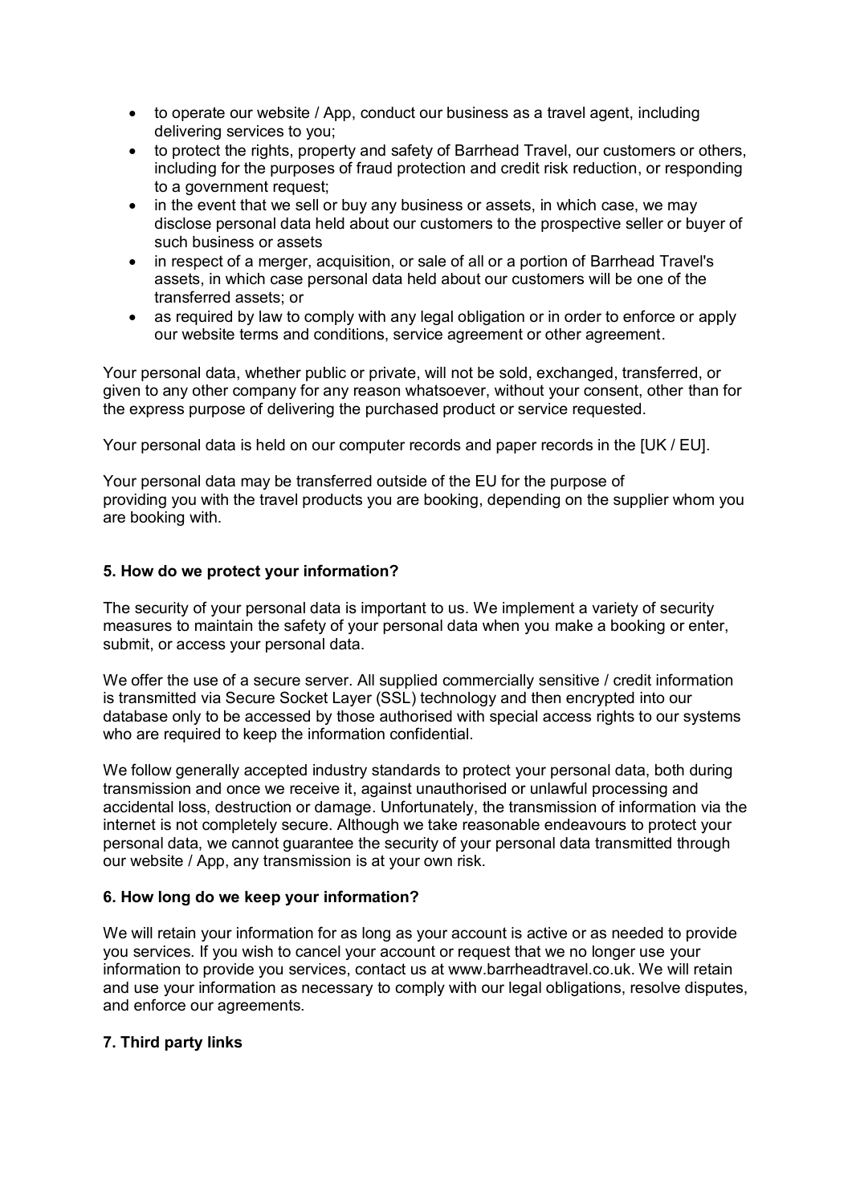- to operate our website / App, conduct our business as a travel agent, including delivering services to you;
- to protect the rights, property and safety of Barrhead Travel, our customers or others, including for the purposes of fraud protection and credit risk reduction, or responding to a government request;
- in the event that we sell or buy any business or assets, in which case, we may disclose personal data held about our customers to the prospective seller or buyer of such business or assets
- in respect of a merger, acquisition, or sale of all or a portion of Barrhead Travel's assets, in which case personal data held about our customers will be one of the transferred assets; or
- as required by law to comply with any legal obligation or in order to enforce or apply our website terms and conditions, service agreement or other agreement.

Your personal data, whether public or private, will not be sold, exchanged, transferred, or given to any other company for any reason whatsoever, without your consent, other than for the express purpose of delivering the purchased product or service requested.

Your personal data is held on our computer records and paper records in the [UK / EU].

Your personal data may be transferred outside of the EU for the purpose of providing you with the travel products you are booking, depending on the supplier whom you are booking with.

### 5. How do we protect your information?

The security of your personal data is important to us. We implement a variety of security measures to maintain the safety of your personal data when you make a booking or enter, submit, or access your personal data.

We offer the use of a secure server. All supplied commercially sensitive / credit information is transmitted via Secure Socket Layer (SSL) technology and then encrypted into our database only to be accessed by those authorised with special access rights to our systems who are required to keep the information confidential.

We follow generally accepted industry standards to protect your personal data, both during transmission and once we receive it, against unauthorised or unlawful processing and accidental loss, destruction or damage. Unfortunately, the transmission of information via the internet is not completely secure. Although we take reasonable endeavours to protect your personal data, we cannot guarantee the security of your personal data transmitted through our website / App, any transmission is at your own risk.

### 6. How long do we keep your information?

We will retain your information for as long as your account is active or as needed to provide you services. If you wish to cancel your account or request that we no longer use your information to provide you services, contact us at www.barrheadtravel.co.uk. We will retain and use your information as necessary to comply with our legal obligations, resolve disputes, and enforce our agreements.

### 7. Third party links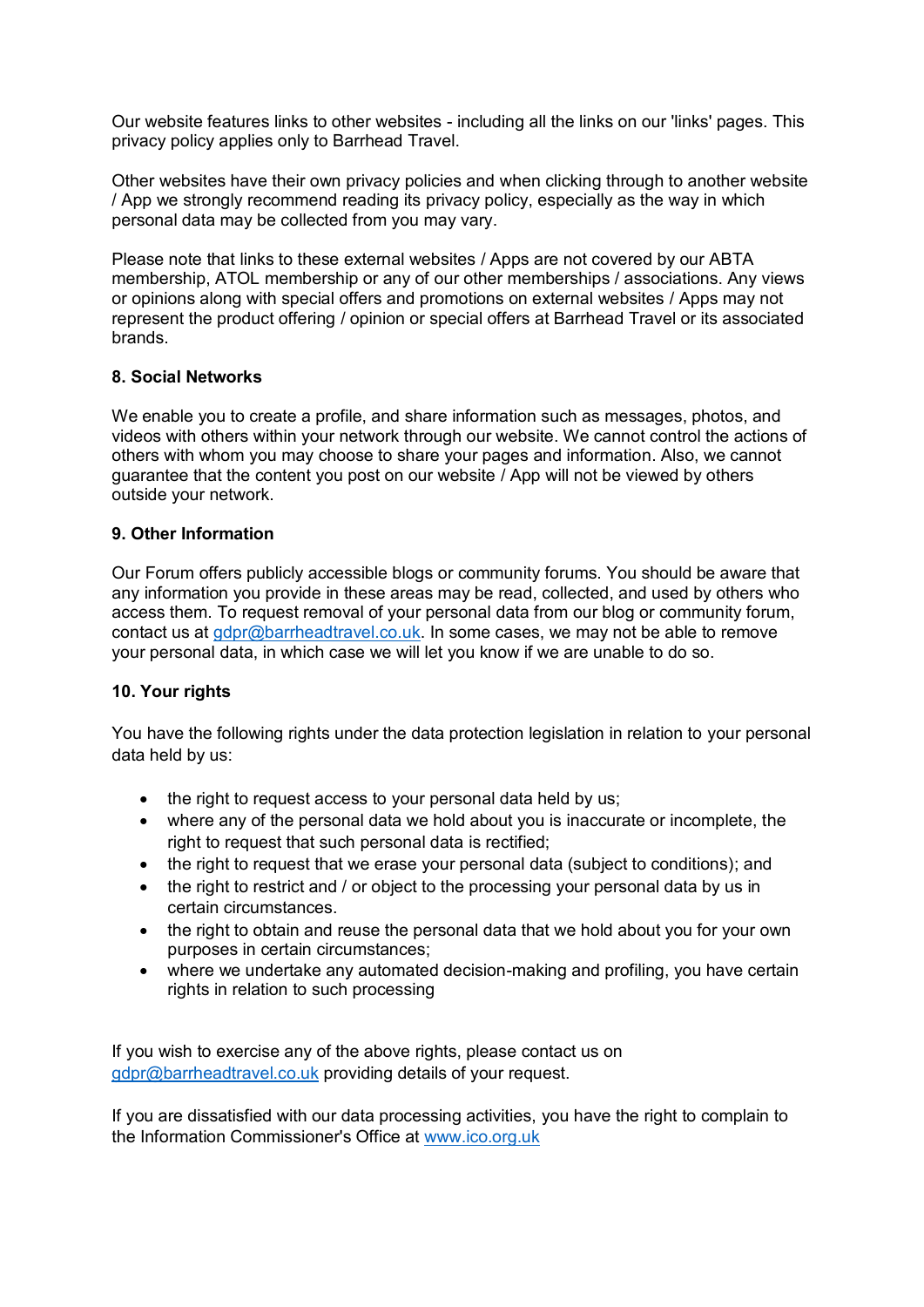Our website features links to other websites - including all the links on our 'links' pages. This privacy policy applies only to Barrhead Travel.

Other websites have their own privacy policies and when clicking through to another website / App we strongly recommend reading its privacy policy, especially as the way in which personal data may be collected from you may vary.

Please note that links to these external websites / Apps are not covered by our ABTA membership, ATOL membership or any of our other memberships / associations. Any views or opinions along with special offers and promotions on external websites / Apps may not represent the product offering / opinion or special offers at Barrhead Travel or its associated brands.

**8. Social Networks**

We enable you to create a profile, and share information such as messages, photos, and videos with others within your network through our website. We cannot control the actions of others with whom you may choose to share your pages and information. Also, we cannot guarantee that the content you post on our website / App will not be viewed by others outside your network.

**9. Other Information**

Our Forum offers publicly accessible blogs or community forums. You should be aware that any information you provide in these areas may be read, collected, and used by others who access them. To request removal of your personal data from our blog or community forum, contact us at gdpr@barrheadtravel.co.uk. In some cases, we may not be able to remove your personal data, in which case we will let you know if we are unable to do so.

**10. Your rights**

You have the following rights under the data protection legislation in relation to your personal data held by us:

- the right to request access to your personal data held by us;
- where any of the personal data we hold about you is inaccurate or incomplete, the right to request that such personal data is rectified;
- the right to request that we erase your personal data (subject to conditions); and
- the right to restrict and / or object to the processing your personal data by us in certain circumstances.
- the right to obtain and reuse the personal data that we hold about you for your own purposes in certain circumstances;
- where we undertake any automated decision-making and profiling, you have certain rights in relation to such processing

If you wish to exercise any of the above rights, please contact us on gdpr@barrheadtravel.co.uk providing details of your request.

If you are dissatisfied with our data processing activities, you have the right to complain to the Information Commissioner's Office at www.ico.org.uk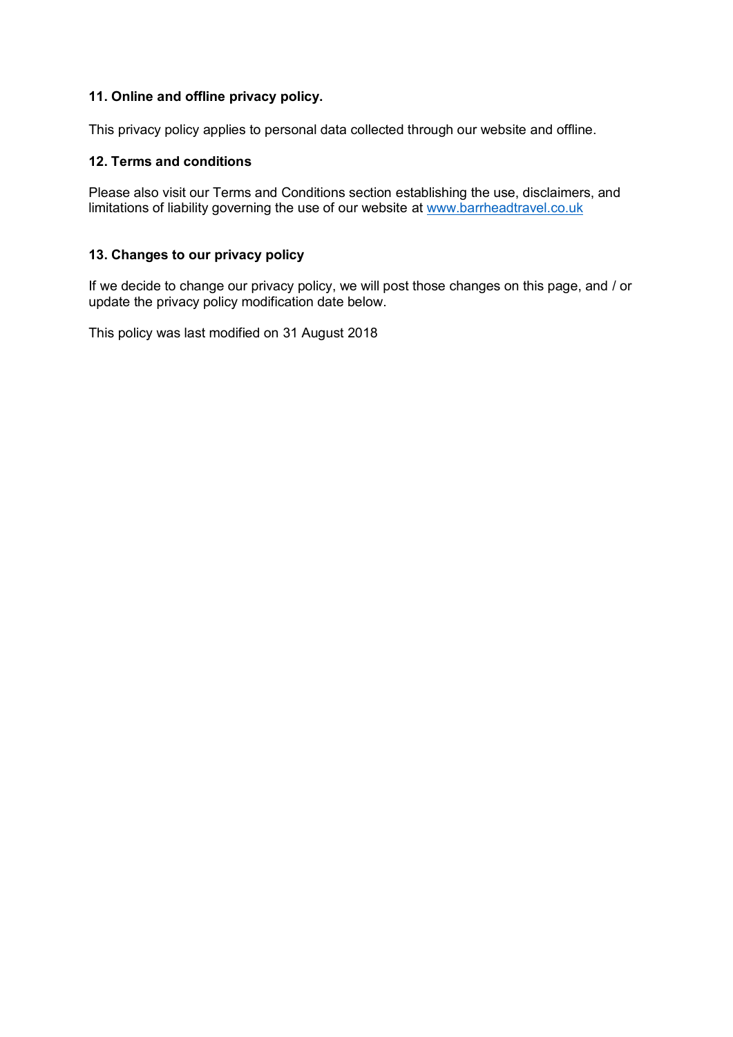### 11. Online and offline privacy policy.

This privacy policy applies to personal data collected through our website and offline.

### 12. Terms and conditions

Please also visit our Terms and Conditions section establishing the use, disclaimers, and limitations of liability governing the use of our website at [www.barrheadtravel.co.uk](http://www.barrheadtravel.co.uk)

### 13. Changes to our privacy policy

If we decide to change our privacy policy, we will post those changes on this page, and / or update the privacy policy modification date below.

This policy was last modified on 31 August 2018